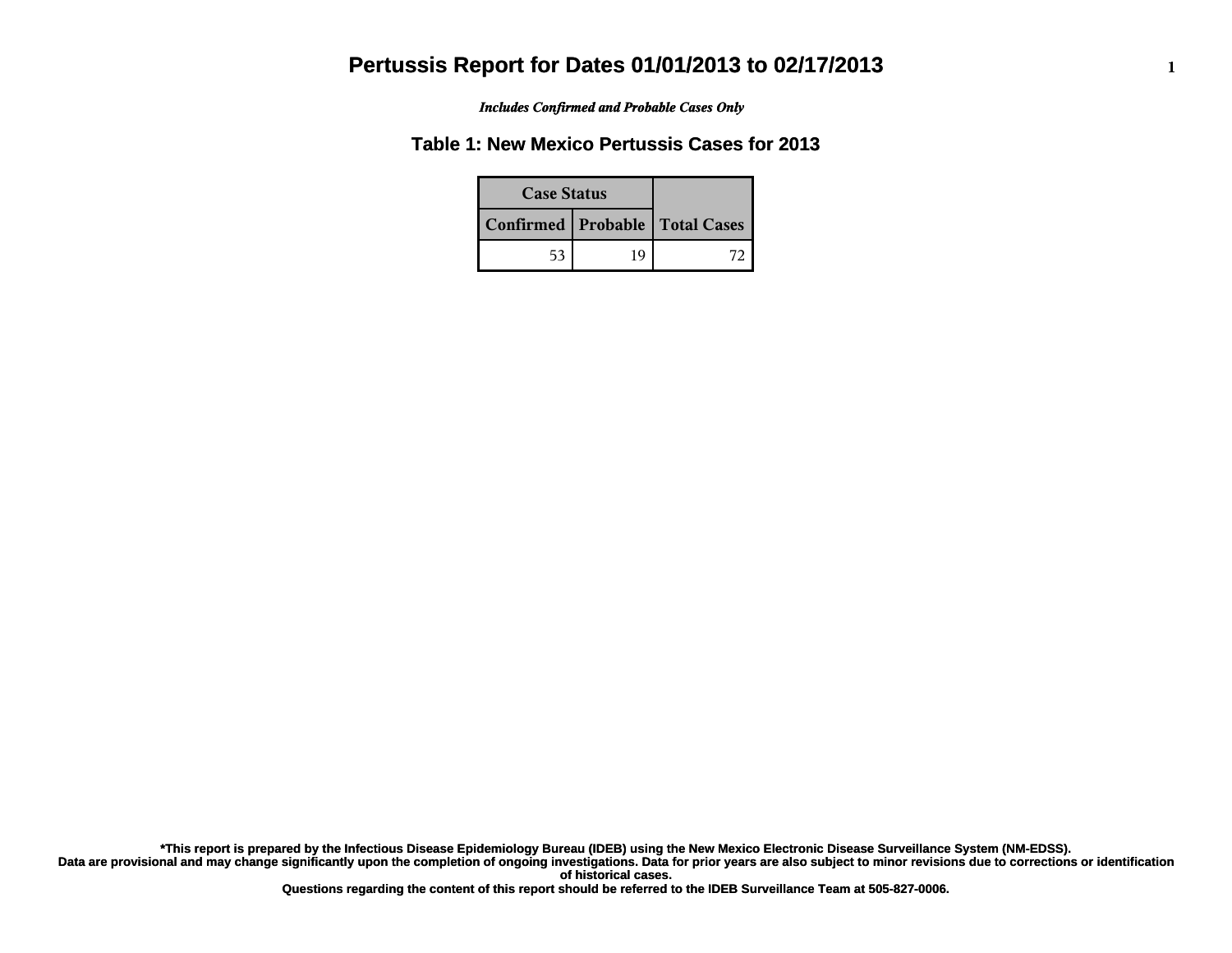# Pertussis Report for Dates 01/01/2013 to 02/17/2013

***Includes Confirmed and Probable Cases Only***

## Table 1: New Mexico Pertussis Cases for 2013

| Case Status | | Total Cases |
| --- | --- | --- |
| Confirmed | Probable | |
| 53 | 19 | 72 |

**\*This report is prepared by the Infectious Disease Epidemiology Bureau (IDEB) using the New Mexico Electronic Disease Surveillance System (NM-EDSS). Data are provisional and may change significantly upon the completion of ongoing investigations. Data for prior years are also subject to minor revisions due to corrections or identification of historical cases. Questions regarding the content of this report should be referred to the IDEB Surveillance Team at 505-827-0006.**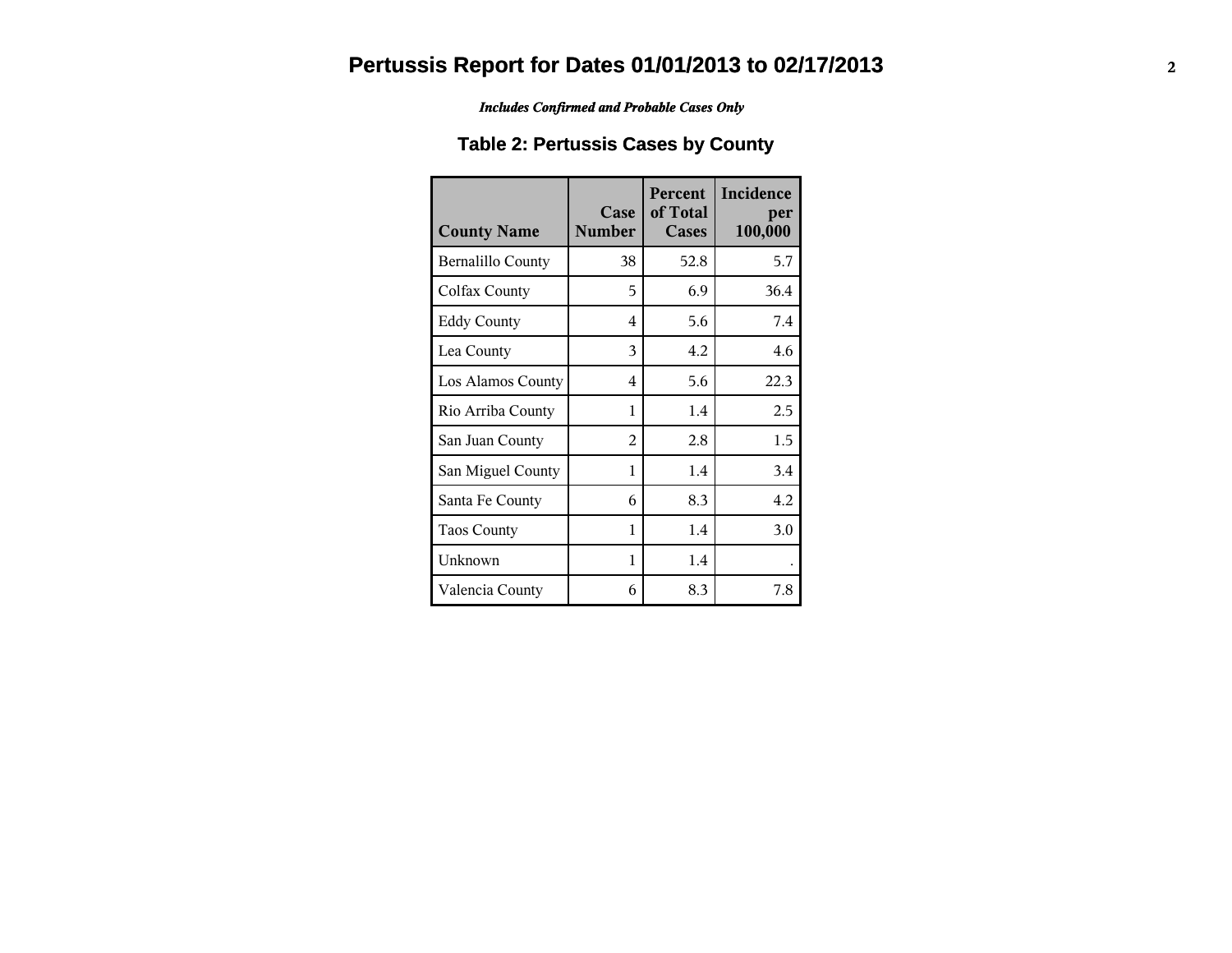# Pertussis Report for Dates 01/01/2013 to 02/17/2013

*Includes Confirmed and Probable Cases Only*

## Table 2: Pertussis Cases by County

| County Name | Case Number | Percent of Total Cases | Incidence per 100,000 |
|---|---|---|---|
| Bernalillo County | 38 | 52.8 | 5.7 |
| Colfax County | 5 | 6.9 | 36.4 |
| Eddy County | 4 | 5.6 | 7.4 |
| Lea County | 3 | 4.2 | 4.6 |
| Los Alamos County | 4 | 5.6 | 22.3 |
| Rio Arriba County | 1 | 1.4 | 2.5 |
| San Juan County | 2 | 2.8 | 1.5 |
| San Miguel County | 1 | 1.4 | 3.4 |
| Santa Fe County | 6 | 8.3 | 4.2 |
| Taos County | 1 | 1.4 | 3.0 |
| Unknown | 1 | 1.4 | . |
| Valencia County | 6 | 8.3 | 7.8 |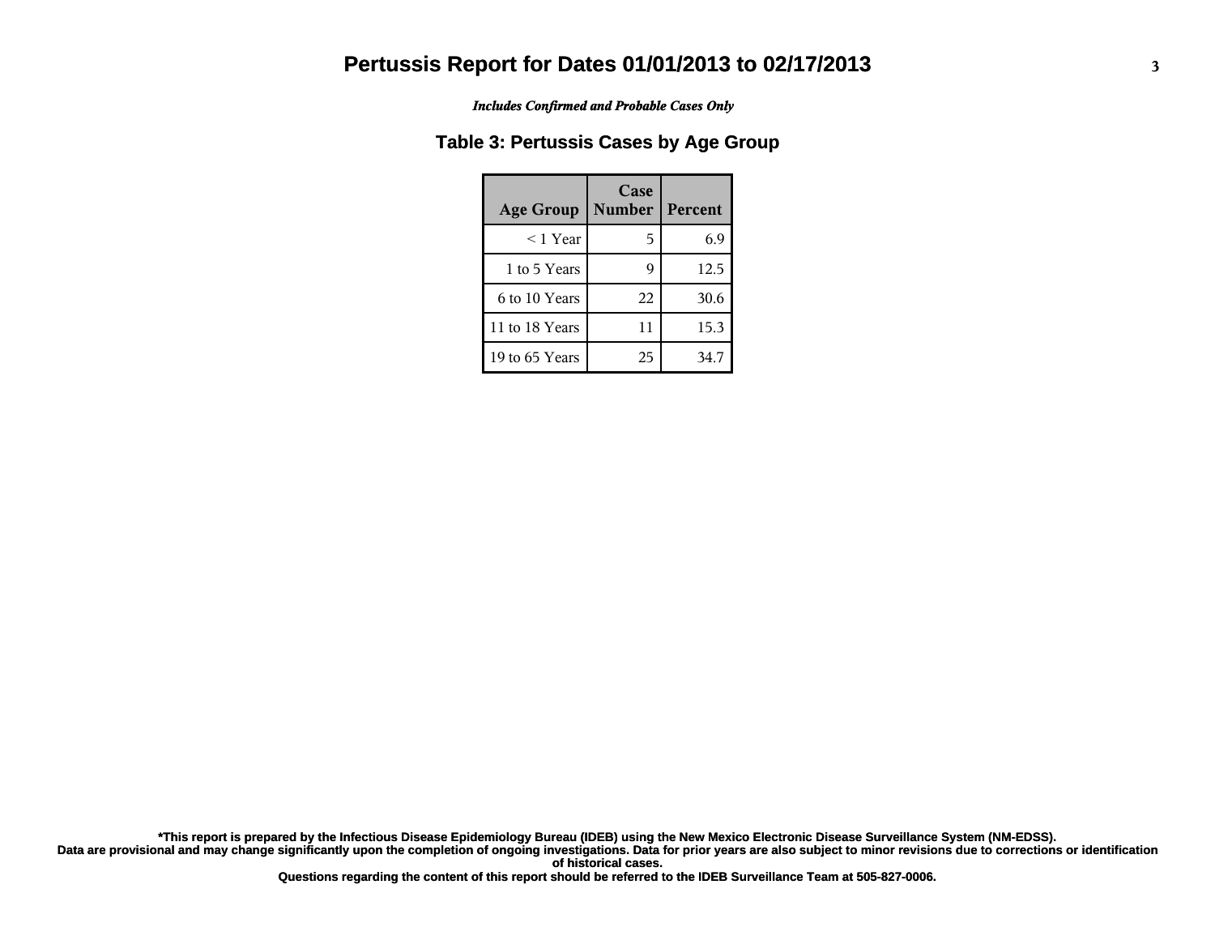# Pertussis Report for Dates 01/01/2013 to 02/17/2013

*Includes Confirmed and Probable Cases Only*

## Table 3: Pertussis Cases by Age Group

| Age Group | Case Number | Percent |
|---|---|---|
| < 1 Year | 5 | 6.9 |
| 1 to 5 Years | 9 | 12.5 |
| 6 to 10 Years | 22 | 30.6 |
| 11 to 18 Years | 11 | 15.3 |
| 19 to 65 Years | 25 | 34.7 |

**\*This report is prepared by the Infectious Disease Epidemiology Bureau (IDEB) using the New Mexico Electronic Disease Surveillance System (NM-EDSS).**
**Data are provisional and may change significantly upon the completion of ongoing investigations. Data for prior years are also subject to minor revisions due to corrections or identification of historical cases.**
**Questions regarding the content of this report should be referred to the IDEB Surveillance Team at 505-827-0006.**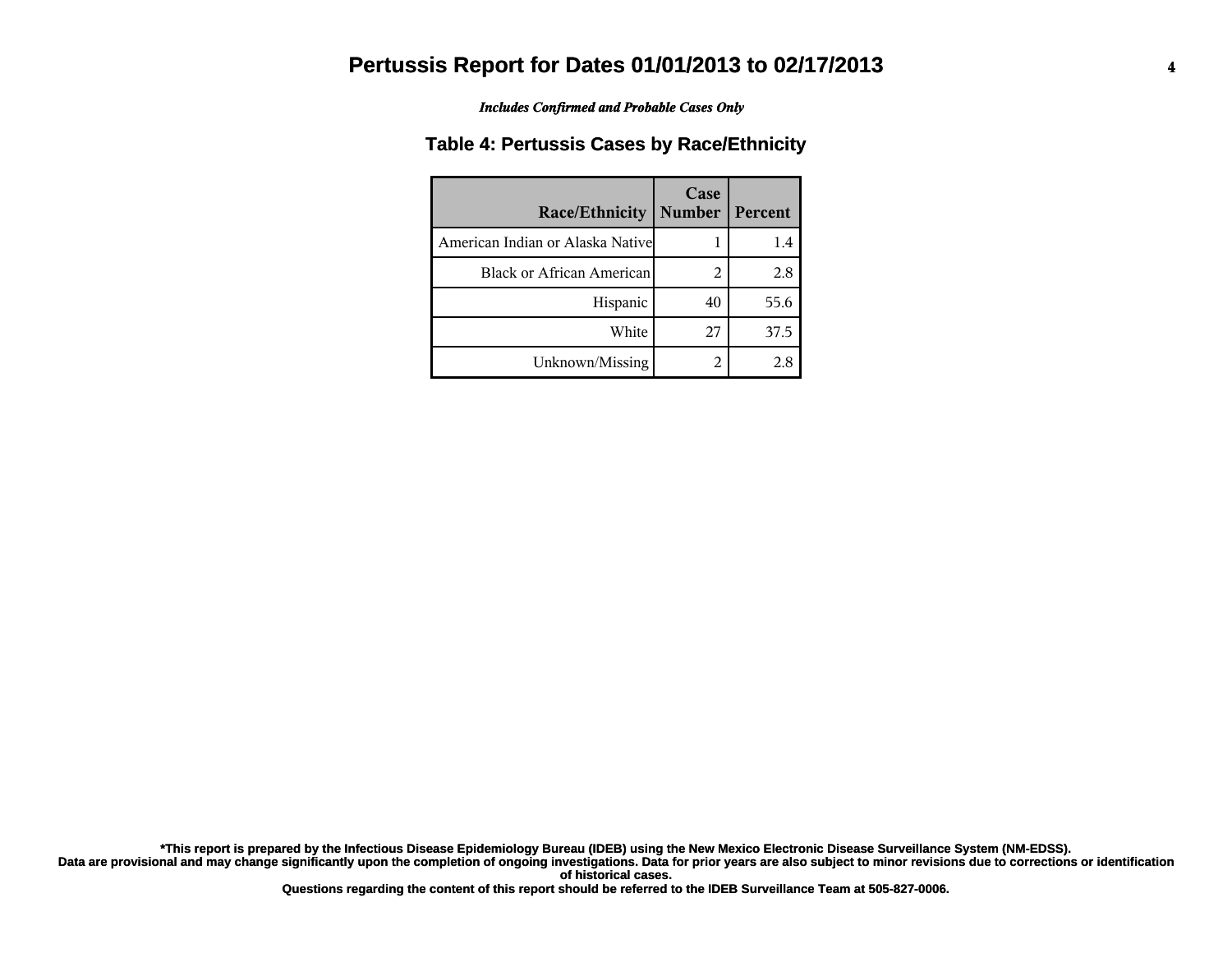# Pertussis Report for Dates 01/01/2013 to 02/17/2013

*Includes Confirmed and Probable Cases Only*

## Table 4: Pertussis Cases by Race/Ethnicity

| Race/Ethnicity | Case Number | Percent |
|---|---|---|
| American Indian or Alaska Native | 1 | 1.4 |
| Black or African American | 2 | 2.8 |
| Hispanic | 40 | 55.6 |
| White | 27 | 37.5 |
| Unknown/Missing | 2 | 2.8 |

**\*This report is prepared by the Infectious Disease Epidemiology Bureau (IDEB) using the New Mexico Electronic Disease Surveillance System (NM-EDSS). Data are provisional and may change significantly upon the completion of ongoing investigations. Data for prior years are also subject to minor revisions due to corrections or identification of historical cases. Questions regarding the content of this report should be referred to the IDEB Surveillance Team at 505-827-0006.**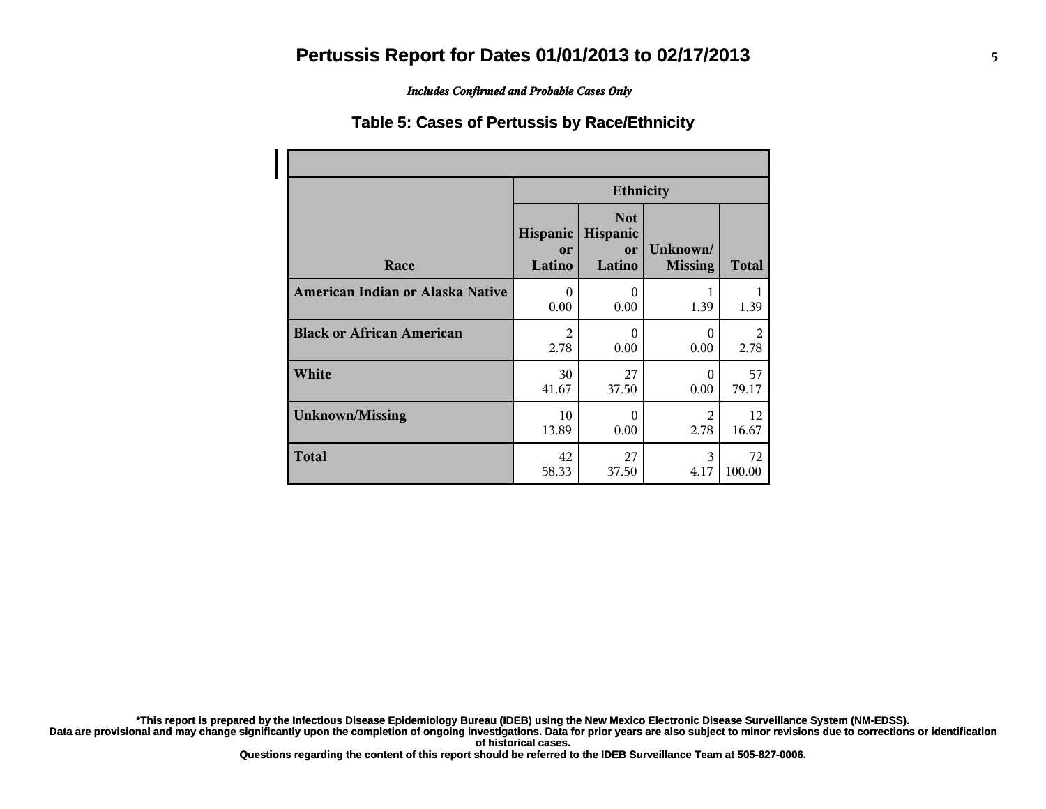# Pertussis Report for Dates 01/01/2013 to 02/17/2013

*Includes Confirmed and Probable Cases Only*

## Table 5: Cases of Pertussis by Race/Ethnicity

| Race | Ethnicity | | | |
|---|---|---|---|---|
| | Hispanic or Latino | Not Hispanic or Latino | Unknown/ Missing | Total |
| **American Indian or Alaska Native** | 0<br>0.00 | 0<br>0.00 | 1<br>1.39 | 1<br>1.39 |
| **Black or African American** | 2<br>2.78 | 0<br>0.00 | 0<br>0.00 | 2<br>2.78 |
| **White** | 30<br>41.67 | 27<br>37.50 | 0<br>0.00 | 57<br>79.17 |
| **Unknown/Missing** | 10<br>13.89 | 0<br>0.00 | 2<br>2.78 | 12<br>16.67 |
| **Total** | 42<br>58.33 | 27<br>37.50 | 3<br>4.17 | 72<br>100.00 |

**\*This report is prepared by the Infectious Disease Epidemiology Bureau (IDEB) using the New Mexico Electronic Disease Surveillance System (NM-EDSS).**
**Data are provisional and may change significantly upon the completion of ongoing investigations. Data for prior years are also subject to minor revisions due to corrections or identification of historical cases.**
**Questions regarding the content of this report should be referred to the IDEB Surveillance Team at 505-827-0006.**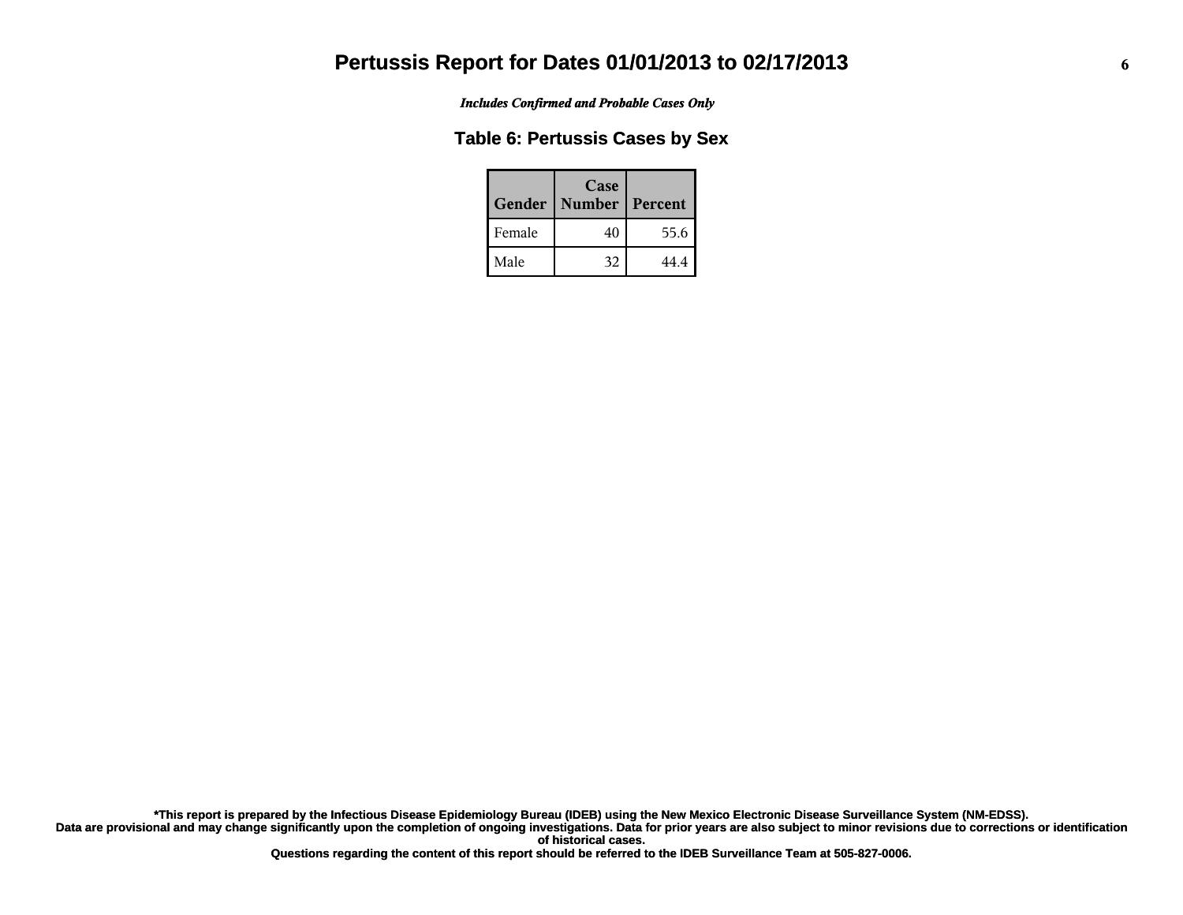# Pertussis Report for Dates 01/01/2013 to 02/17/2013

*Includes Confirmed and Probable Cases Only*

## Table 6: Pertussis Cases by Sex

| Gender | Case Number | Percent |
|---|---|---|
| Female | 40 | 55.6 |
| Male | 32 | 44.4 |

**\*This report is prepared by the Infectious Disease Epidemiology Bureau (IDEB) using the New Mexico Electronic Disease Surveillance System (NM-EDSS).**
**Data are provisional and may change significantly upon the completion of ongoing investigations. Data for prior years are also subject to minor revisions due to corrections or identification of historical cases.**
**Questions regarding the content of this report should be referred to the IDEB Surveillance Team at 505-827-0006.**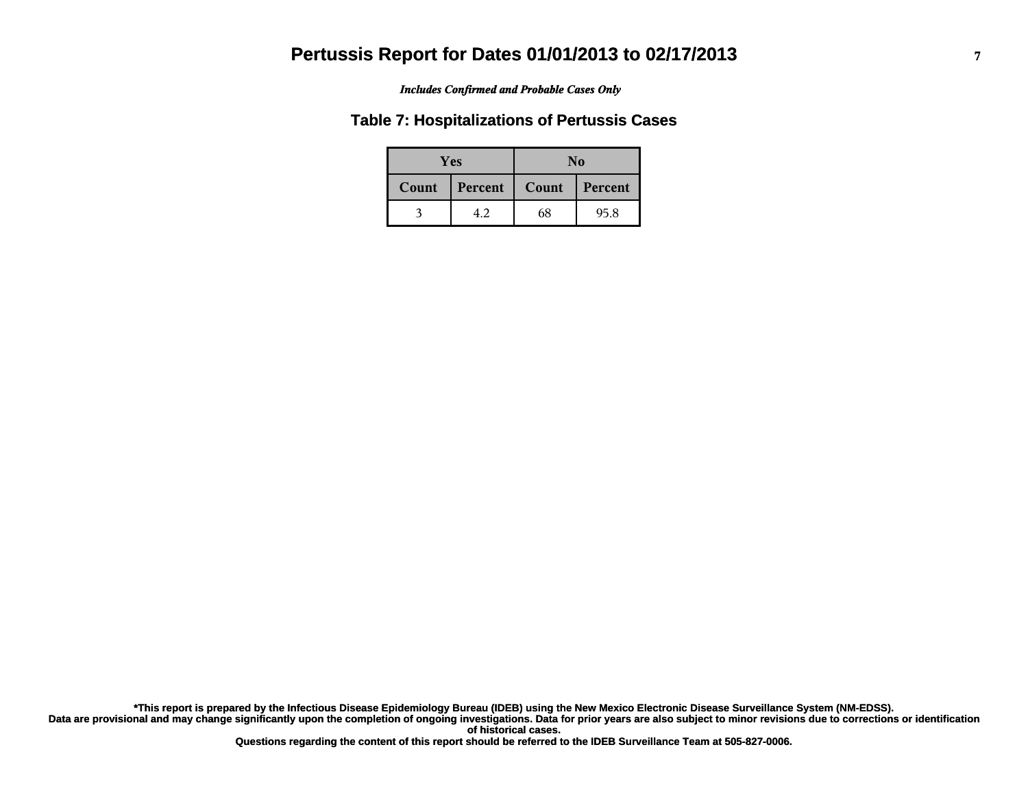# Pertussis Report for Dates 01/01/2013 to 02/17/2013

*Includes Confirmed and Probable Cases Only*

## Table 7: Hospitalizations of Pertussis Cases

| Yes | | No | |
|---|---|---|---|
| Count | Percent | Count | Percent |
| 3 | 4.2 | 68 | 95.8 |

**\*This report is prepared by the Infectious Disease Epidemiology Bureau (IDEB) using the New Mexico Electronic Disease Surveillance System (NM-EDSS).**
**Data are provisional and may change significantly upon the completion of ongoing investigations. Data for prior years are also subject to minor revisions due to corrections or identification of historical cases.**
**Questions regarding the content of this report should be referred to the IDEB Surveillance Team at 505-827-0006.**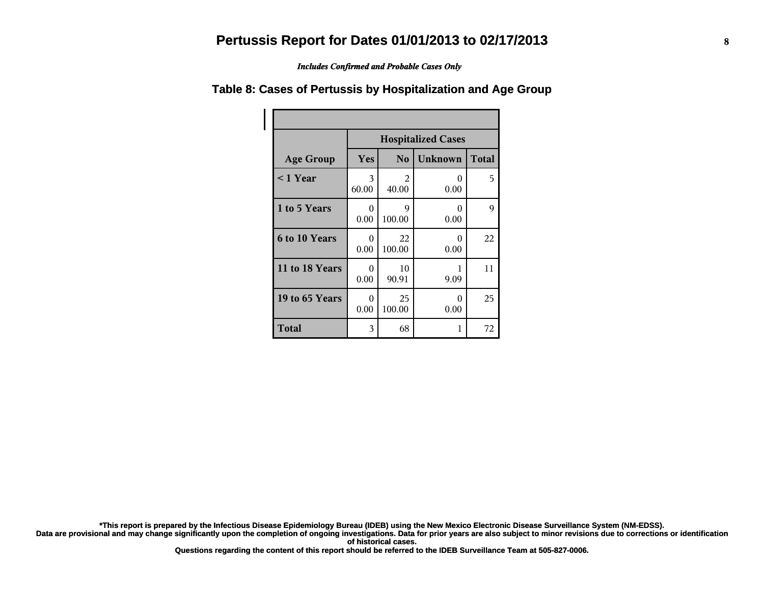# Pertussis Report for Dates 01/01/2013 to 02/17/2013

*Includes Confirmed and Probable Cases Only*

## Table 8: Cases of Pertussis by Hospitalization and Age Group

| | Hospitalized Cases | | | |
|---|---|---|---|---|
| **Age Group** | **Yes** | **No** | **Unknown** | **Total** |
| **< 1 Year** | 3<br>60.00 | 2<br>40.00 | 0<br>0.00 | 5 |
| **1 to 5 Years** | 0<br>0.00 | 9<br>100.00 | 0<br>0.00 | 9 |
| **6 to 10 Years** | 0<br>0.00 | 22<br>100.00 | 0<br>0.00 | 22 |
| **11 to 18 Years** | 0<br>0.00 | 10<br>90.91 | 1<br>9.09 | 11 |
| **19 to 65 Years** | 0<br>0.00 | 25<br>100.00 | 0<br>0.00 | 25 |
| **Total** | 3 | 68 | 1 | 72 |

**\*This report is prepared by the Infectious Disease Epidemiology Bureau (IDEB) using the New Mexico Electronic Disease Surveillance System (NM-EDSS).
Data are provisional and may change significantly upon the completion of ongoing investigations. Data for prior years are also subject to minor revisions due to corrections or identification of historical cases.
Questions regarding the content of this report should be referred to the IDEB Surveillance Team at 505-827-0006.**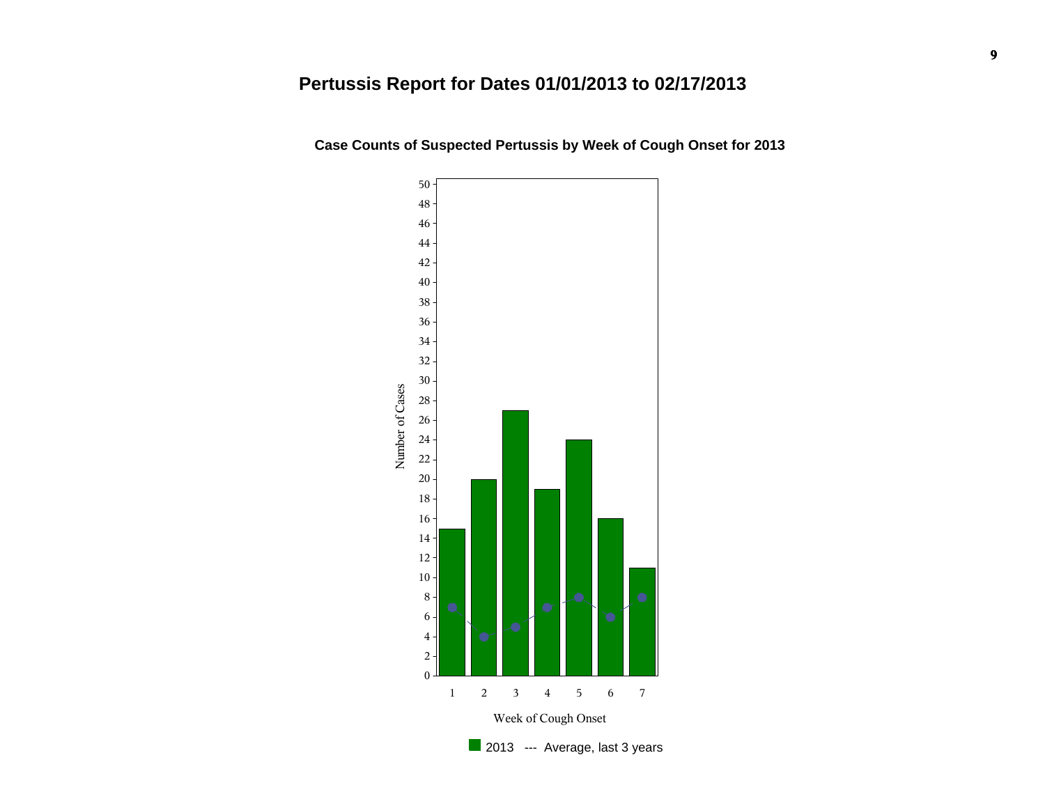# Pertussis Report for Dates 01/01/2013 to 02/17/2013

**Case Counts of Suspected Pertussis by Week of Cough Onset for 2013**

Number of Cases

0 2 4 6 8 10 12 14 16 18 20 22 24 26 28 30 32 34 36 38 40 42 44 46 48 50

1 2 3 4 5 6 7

Week of Cough Onset

2013 --- Average, last 3 years